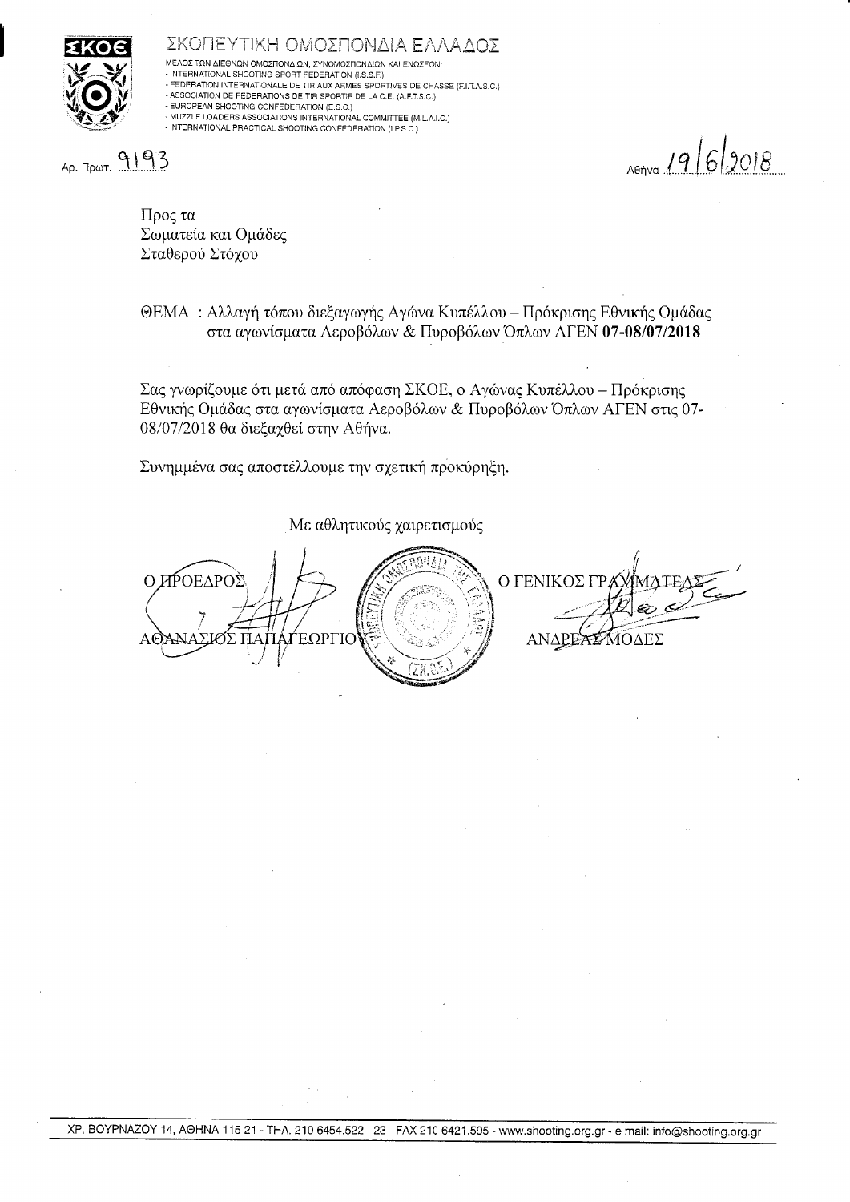# ΣΚΟΠΕΥΤΙΚΗ ΟΜΟΣΠΟΝΔΙΑ ΕΛΛΑΔΟΣ

ΜΕΛΟΣ ΤΩΝ ΔΙΕΘΝΩΝ ΟΜΟΣΠΟΝΔΙΩΝ, ΣΥΝΟΜΟΣΠΟΝΔΙΩΝ ΚΑΙ ΕΝΩΣΕΩΝ:
- INTERNATIONAL SHOOTING SPORT FEDERATION (I.S.S.F.)
- FEDERATION INTERNATIONALE DE TIR AUX ARMES SPORTIVES DE CHASSE (F.I.T.A.S.C.)
- ASSOCIATION DE FEDERATIONS DE TIR SPORTIF DE LA C.E. (A.F.T.S.C.)
- EUROPEAN SHOOTING CONFEDERATION (E.S.C.)
- MUZZLE LOADERS ASSOCIATIONS INTERNATIONAL COMMITTEE (M.L.A.I.C.)
- INTERNATIONAL PRACTICAL SHOOTING CONFEDERATION (I.P.S.C.)

Αρ. Πρωτ. 9193

Αθήνα 19/6/2018

Προς τα
Σωματεία και Ομάδες
Σταθερού Στόχου

ΘΕΜΑ : Αλλαγή τόπου διεξαγωγής Αγώνα Κυπέλλου – Πρόκρισης Εθνικής Ομάδας στα αγωνίσματα Αεροβόλων & Πυροβόλων Όπλων ΑΓΕΝ **07-08/07/2018**

Σας γνωρίζουμε ότι μετά από απόφαση ΣΚΟΕ, ο Αγώνας Κυπέλλου – Πρόκρισης Εθνικής Ομάδας στα αγωνίσματα Αεροβόλων & Πυροβόλων Όπλων ΑΓΕΝ στις 07-08/07/2018 θα διεξαχθεί στην Αθήνα.

Συνημμένα σας αποστέλλουμε την σχετική προκύρηξη.

Με αθλητικούς χαιρετισμούς

| Ο ΠΡΟΕΔΡΟΣ | Ο ΓΕΝΙΚΟΣ ΓΡΑΜΜΑΤΕΑΣ |
| --- | --- |
| ΑΘΑΝΑΣΙΟΣ ΠΑΠΑΓΕΩΡΓΙΟΥ | ΑΝΔΡΕΑΣ ΜΟΔΕΣ |

ΧΡ. ΒΟΥΡΝΑΖΟΥ 14, ΑΘΗΝΑ 115 21 - ΤΗΛ. 210 6454.522 - 23 - FAX 210 6421.595 - www.shooting.org.gr - e mail: info@shooting.org.gr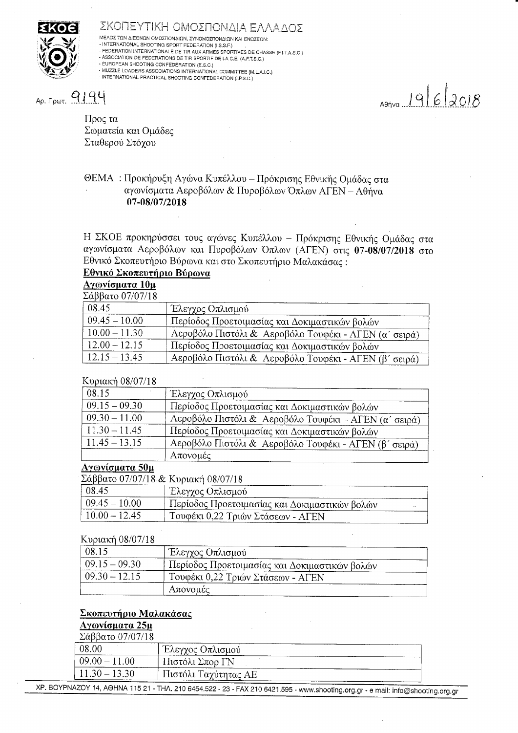# ΣΚΟΠΕΥΤΙΚΗ ΟΜΟΣΠΟΝΔΙΑ ΕΛΛΑΔΟΣ

ΜΕΛΟΣ ΤΩΝ ΔΙΕΘΝΩΝ ΟΜΟΣΠΟΝΔΙΩΝ, ΣΥΝΟΜΟΣΠΟΝΔΙΩΝ ΚΑΙ ΕΝΩΣΕΩΝ:
- INTERNATIONAL SHOOTING SPORT FEDERATION (I.S.S.F.)
- FEDERATION INTERNATIONALE DE TIR AUX ARMES SPORTIVES DE CHASSE (F.I.T.A.S.C.)
- ASSOCIATION DE FEDERATIONS DE TIR SPORTIF DE LA C.E. (A.F.T.S.C.)
- EUROPEAN SHOOTING CONFEDERATION (E.S.C.)
- MUZZLE LOADERS ASSOCIATIONS INTERNATIONAL COMMITTEE (M.L.A.I.C.)
- INTERNATIONAL PRACTICAL SHOOTING CONFEDERATION (I.P.S.C.)

Αρ. Πρωτ. 9194

Αθήνα 19/6/2018

Προς τα
Σωματεία και Ομάδες
Σταθερού Στόχου

ΘΕΜΑ : Προκήρυξη Αγώνα Κυπέλλου – Πρόκρισης Εθνικής Ομάδας στα αγωνίσματα Αεροβόλων & Πυροβόλων Όπλων ΑΓΕΝ – Αθήνα **07-08/07/2018**

Η ΣΚΟΕ προκηρύσσει τους αγώνες Κυπέλλου – Πρόκρισης Εθνικής Ομάδας στα αγωνίσματα Αεροβόλων και Πυροβόλων Όπλων (ΑΓΕΝ) στις **07-08/07/2018** στο Εθνικό Σκοπευτήριο Βύρωνα και στο Σκοπευτήριο Μαλακάσας :

**Εθνικό Σκοπευτήριο Βύρωνα**

**Αγωνίσματα 10μ**

Σάββατο 07/07/18

| | |
|---|---|
| 08.45 | Έλεγχος Οπλισμού |
| 09.45 – 10.00 | Περίοδος Προετοιμασίας και Δοκιμαστικών βολών |
| 10.00 – 11.30 | Αεροβόλο Πιστόλι & Αεροβόλο Τουφέκι - ΑΓΕΝ (α΄ σειρά) |
| 12.00 – 12.15 | Περίοδος Προετοιμασίας και Δοκιμαστικών βολών |
| 12.15 – 13.45 | Αεροβόλο Πιστόλι & Αεροβόλο Τουφέκι - ΑΓΕΝ (β΄ σειρά) |

Κυριακή 08/07/18

| | |
|---|---|
| 08.15 | Έλεγχος Οπλισμού |
| 09.15 – 09.30 | Περίοδος Προετοιμασίας και Δοκιμαστικών βολών |
| 09.30 – 11.00 | Αεροβόλο Πιστόλι & Αεροβόλο Τουφέκι – ΑΓΕΝ (α΄ σειρά) |
| 11.30 – 11.45 | Περίοδος Προετοιμασίας και Δοκιμαστικών βολών |
| 11.45 – 13.15 | Αεροβόλο Πιστόλι & Αεροβόλο Τουφέκι - ΑΓΕΝ (β΄ σειρά) |
| | Απονομές |

**Αγωνίσματα 50μ**

Σάββατο 07/07/18 & Κυριακή 08/07/18

| | |
|---|---|
| 08.45 | Έλεγχος Οπλισμού |
| 09.45 – 10.00 | Περίοδος Προετοιμασίας και Δοκιμαστικών βολών |
| 10.00 – 12.45 | Τουφέκι 0,22 Τριών Στάσεων - ΑΓΕΝ |

Κυριακή 08/07/18

| | |
|---|---|
| 08.15 | Έλεγχος Οπλισμού |
| 09.15 – 09.30 | Περίοδος Προετοιμασίας και Δοκιμαστικών βολών |
| 09.30 – 12.15 | Τουφέκι 0,22 Τριών Στάσεων - ΑΓΕΝ |
| | Απονομές |

**Σκοπευτήριο Μαλακάσας**

**Αγωνίσματα 25μ**

Σάββατο 07/07/18

| | |
|---|---|
| 08.00 | Έλεγχος Οπλισμού |
| 09.00 – 11.00 | Πιστόλι Σπορ ΓΝ |
| 11.30 – 13.30 | Πιστόλι Ταχύτητας ΑΕ |

ΧΡ. ΒΟΥΡΝΑΖΟΥ 14, ΑΘΗΝΑ 115 21 - ΤΗΛ. 210 6454.522 - 23 - FAX 210 6421.595 - www.shooting.org.gr - e mail: info@shooting.org.gr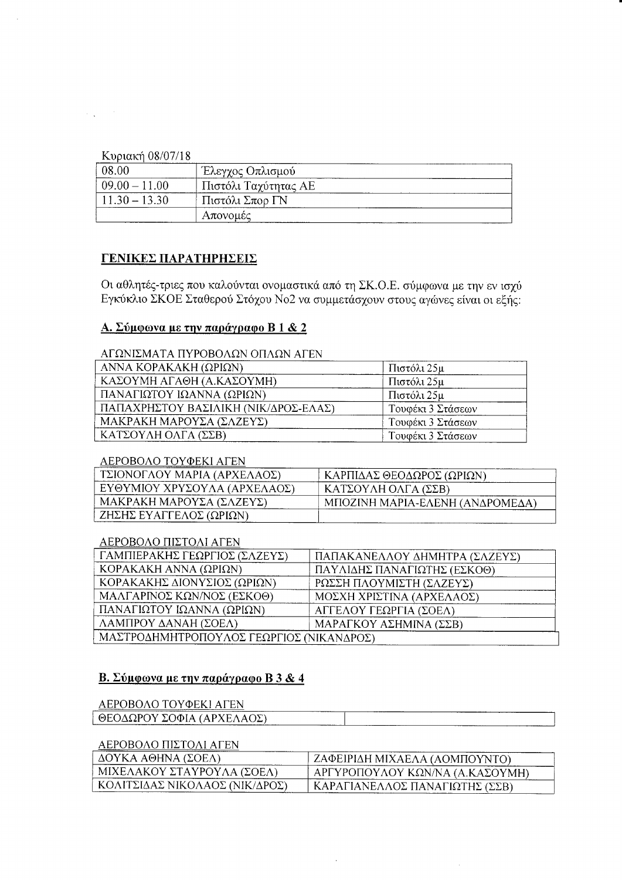Κυριακή 08/07/18

| 08.00 | Έλεγχος Οπλισμού |
|---|---|
| 09.00 – 11.00 | Πιστόλι Ταχύτητας ΑΕ |
| 11.30 – 13.30 | Πιστόλι Σπορ ΓΝ |
| | Απονομές |

## ΓΕΝΙΚΕΣ ΠΑΡΑΤΗΡΗΣΕΙΣ

Οι αθλητές-τριες που καλούνται ονομαστικά από τη ΣΚ.Ο.Ε. σύμφωνα με την εν ισχύ Εγκύκλιο ΣΚΟΕ Σταθερού Στόχου Νο2 να συμμετάσχουν στους αγώνες είναι οι εξής:

### Α. Σύμφωνα με την παράγραφο Β 1 & 2

ΑΓΩΝΙΣΜΑΤΑ ΠΥΡΟΒΟΛΩΝ ΟΠΛΩΝ ΑΓΕΝ

| | |
|---|---|
| ΑΝΝΑ ΚΟΡΑΚΑΚΗ (ΩΡΙΩΝ) | Πιστόλι 25μ |
| ΚΑΣΟΥΜΗ ΑΓΑΘΗ (Α.ΚΑΣΟΥΜΗ) | Πιστόλι 25μ |
| ΠΑΝΑΓΙΩΤΟΥ ΙΩΑΝΝΑ (ΩΡΙΩΝ) | Πιστόλι 25μ |
| ΠΑΠΑΧΡΗΣΤΟΥ ΒΑΣΙΛΙΚΗ (ΝΙΚ/ΔΡΟΣ-ΕΛΑΣ) | Τουφέκι 3 Στάσεων |
| ΜΑΚΡΑΚΗ ΜΑΡΟΥΣΑ (ΣΑΖΕΥΣ) | Τουφέκι 3 Στάσεων |
| ΚΑΤΣΟΥΛΗ ΟΛΓΑ (ΣΣΒ) | Τουφέκι 3 Στάσεων |

ΑΕΡΟΒΟΛΟ ΤΟΥΦΕΚΙ ΑΓΕΝ

| | |
|---|---|
| ΤΣΙΟΝΟΓΛΟΥ ΜΑΡΙΑ (ΑΡΧΕΛΑΟΣ) | ΚΑΡΠΙΔΑΣ ΘΕΟΔΩΡΟΣ (ΩΡΙΩΝ) |
| ΕΥΘΥΜΙΟΥ ΧΡΥΣΟΥΛΑ (ΑΡΧΕΛΑΟΣ) | ΚΑΤΣΟΥΛΗ ΟΛΓΑ (ΣΣΒ) |
| ΜΑΚΡΑΚΗ ΜΑΡΟΥΣΑ (ΣΑΖΕΥΣ) | ΜΠΟΖΙΝΗ ΜΑΡΙΑ-ΕΛΕΝΗ (ΑΝΔΡΟΜΕΔΑ) |
| ΖΗΣΗΣ ΕΥΑΓΓΕΛΟΣ (ΩΡΙΩΝ) | |

ΑΕΡΟΒΟΛΟ ΠΙΣΤΟΛΙ ΑΓΕΝ

| | |
|---|---|
| ΓΑΜΠΙΕΡΑΚΗΣ ΓΕΩΡΓΙΟΣ (ΣΑΖΕΥΣ) | ΠΑΠΑΚΑΝΕΛΛΟΥ ΔΗΜΗΤΡΑ (ΣΑΖΕΥΣ) |
| ΚΟΡΑΚΑΚΗ ΑΝΝΑ (ΩΡΙΩΝ) | ΠΑΥΛΙΔΗΣ ΠΑΝΑΓΙΩΤΗΣ (ΕΣΚΟΘ) |
| ΚΟΡΑΚΑΚΗΣ ΔΙΟΝΥΣΙΟΣ (ΩΡΙΩΝ) | ΡΩΣΣΗ ΠΛΟΥΜΙΣΤΗ (ΣΑΖΕΥΣ) |
| ΜΑΛΓΑΡΙΝΟΣ ΚΩΝ/ΝΟΣ (ΕΣΚΟΘ) | ΜΟΣΧΗ ΧΡΙΣΤΙΝΑ (ΑΡΧΕΛΑΟΣ) |
| ΠΑΝΑΓΙΩΤΟΥ ΙΩΑΝΝΑ (ΩΡΙΩΝ) | ΑΓΓΕΛΟΥ ΓΕΩΡΓΙΑ (ΣΟΕΛ) |
| ΛΑΜΠΡΟΥ ΔΑΝΑΗ (ΣΟΕΛ) | ΜΑΡΑΓΚΟΥ ΑΣΗΜΙΝΑ (ΣΣΒ) |
| ΜΑΣΤΡΟΔΗΜΗΤΡΟΠΟΥΛΟΣ ΓΕΩΡΓΙΟΣ (ΝΙΚΑΝΔΡΟΣ) | |

### Β. Σύμφωνα με την παράγραφο Β 3 & 4

ΑΕΡΟΒΟΛΟ ΤΟΥΦΕΚΙ ΑΓΕΝ

| | |
|---|---|
| ΘΕΟΔΩΡΟΥ ΣΟΦΙΑ (ΑΡΧΕΛΑΟΣ) | |

ΑΕΡΟΒΟΛΟ ΠΙΣΤΟΛΙ ΑΓΕΝ

| | |
|---|---|
| ΔΟΥΚΑ ΑΘΗΝΑ (ΣΟΕΛ) | ΖΑΦΕΙΡΙΔΗ ΜΙΧΑΕΛΑ (ΑΟΜΠΟΥΝΤΟ) |
| ΜΙΧΕΛΑΚΟΥ ΣΤΑΥΡΟΥΛΑ (ΣΟΕΛ) | ΑΡΓΥΡΟΠΟΥΛΟΥ ΚΩΝ/ΝΑ (Α.ΚΑΣΟΥΜΗ) |
| ΚΟΛΙΤΣΙΔΑΣ ΝΙΚΟΛΑΟΣ (ΝΙΚ/ΔΡΟΣ) | ΚΑΡΑΓΙΑΝΕΛΛΟΣ ΠΑΝΑΓΙΩΤΗΣ (ΣΣΒ) |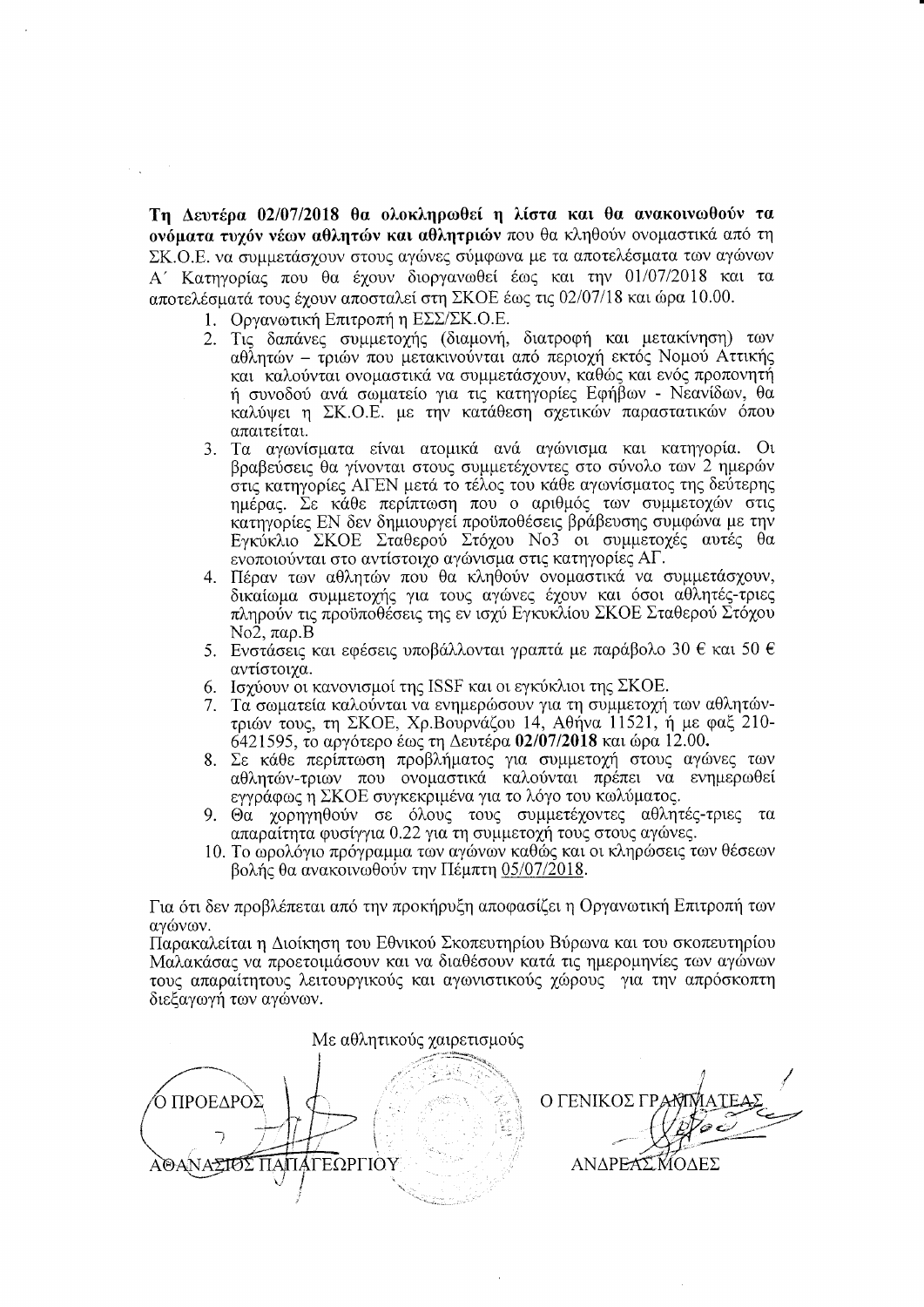**Τη Δευτέρα 02/07/2018 θα ολοκληρωθεί η λίστα και θα ανακοινωθούν τα ονόματα τυχόν νέων αθλητών και αθλητριών** που θα κληθούν ονομαστικά από τη ΣΚ.Ο.Ε. να συμμετάσχουν στους αγώνες σύμφωνα με τα αποτελέσματα των αγώνων Α΄ Κατηγορίας που θα έχουν διοργανωθεί έως και την 01/07/2018 και τα αποτελέσματά τους έχουν αποσταλεί στη ΣΚΟΕ έως τις 02/07/18 και ώρα 10.00.

1. Οργανωτική Επιτροπή η ΕΣΣ/ΣΚ.Ο.Ε.
2. Τις δαπάνες συμμετοχής (διαμονή, διατροφή και μετακίνηση) των αθλητών – τριών που μετακινούνται από περιοχή εκτός Νομού Αττικής και καλούνται ονομαστικά να συμμετάσχουν, καθώς και ενός προπονητή ή συνοδού ανά σωματείο για τις κατηγορίες Εφήβων - Νεανίδων, θα καλύψει η ΣΚ.Ο.Ε. με την κατάθεση σχετικών παραστατικών όπου απαιτείται.
3. Τα αγωνίσματα είναι ατομικά ανά αγώνισμα και κατηγορία. Οι βραβεύσεις θα γίνονται στους συμμετέχοντες στο σύνολο των 2 ημερών στις κατηγορίες ΑΓΕΝ μετά το τέλος του κάθε αγωνίσματος της δεύτερης ημέρας. Σε κάθε περίπτωση που ο αριθμός των συμμετοχών στις κατηγορίες ΕΝ δεν δημιουργεί προϋποθέσεις βράβευσης σύμφωνα με την Εγκύκλιο ΣΚΟΕ Σταθερού Στόχου Νο3 οι συμμετοχές αυτές θα ενοποιούνται στο αντίστοιχο αγώνισμα στις κατηγορίες ΑΓ.
4. Πέραν των αθλητών που θα κληθούν ονομαστικά να συμμετάσχουν, δικαίωμα συμμετοχής για τους αγώνες έχουν και όσοι αθλητές-τριες πληρούν τις προϋποθέσεις της εν ισχύ Εγκυκλίου ΣΚΟΕ Σταθερού Στόχου Νο2, παρ.Β
5. Ενστάσεις και εφέσεις υποβάλλονται γραπτά με παράβολο 30 € και 50 € αντίστοιχα.
6. Ισχύουν οι κανονισμοί της ISSF και οι εγκύκλιοι της ΣΚΟΕ.
7. Τα σωματεία καλούνται να ενημερώσουν για τη συμμετοχή των αθλητών-τριών τους, τη ΣΚΟΕ, Χρ.Βουρνάζου 14, Αθήνα 11521, ή με φαξ 210-6421595, το αργότερο έως τη Δευτέρα **02/07/2018** και ώρα **12.00.**
8. Σε κάθε περίπτωση προβλήματος για συμμετοχή στους αγώνες των αθλητών-τριων που ονομαστικά καλούνται πρέπει να ενημερωθεί εγγράφως η ΣΚΟΕ συγκεκριμένα για το λόγο του κωλύματος.
9. Θα χορηγηθούν σε όλους τους συμμετέχοντες αθλητές-τριες τα απαραίτητα φυσίγγια 0.22 για τη συμμετοχή τους στους αγώνες.
10. Το ωρολόγιο πρόγραμμα των αγώνων καθώς και οι κληρώσεις των θέσεων βολής θα ανακοινωθούν την Πέμπτη 05/07/2018.

Για ότι δεν προβλέπεται από την προκήρυξη αποφασίζει η Οργανωτική Επιτροπή των αγώνων.

Παρακαλείται η Διοίκηση του Εθνικού Σκοπευτηρίου Βύρωνα και του σκοπευτηρίου Μαλακάσας να προετοιμάσουν και να διαθέσουν κατά τις ημερομηνίες των αγώνων τους απαραίτητους λειτουργικούς και αγωνιστικούς χώρους για την απρόσκοπτη διεξαγωγή των αγώνων.

Με αθλητικούς χαιρετισμούς

Ο ΠΡΟΕΔΡΟΣ

ΑΘΑΝΑΣΙΟΣ ΠΑΠΑΓΕΩΡΓΙΟΥ

Ο ΓΕΝΙΚΟΣ ΓΡΑΜΜΑΤΕΑΣ

ΑΝΔΡΕΑΣ ΜΟΔΕΣ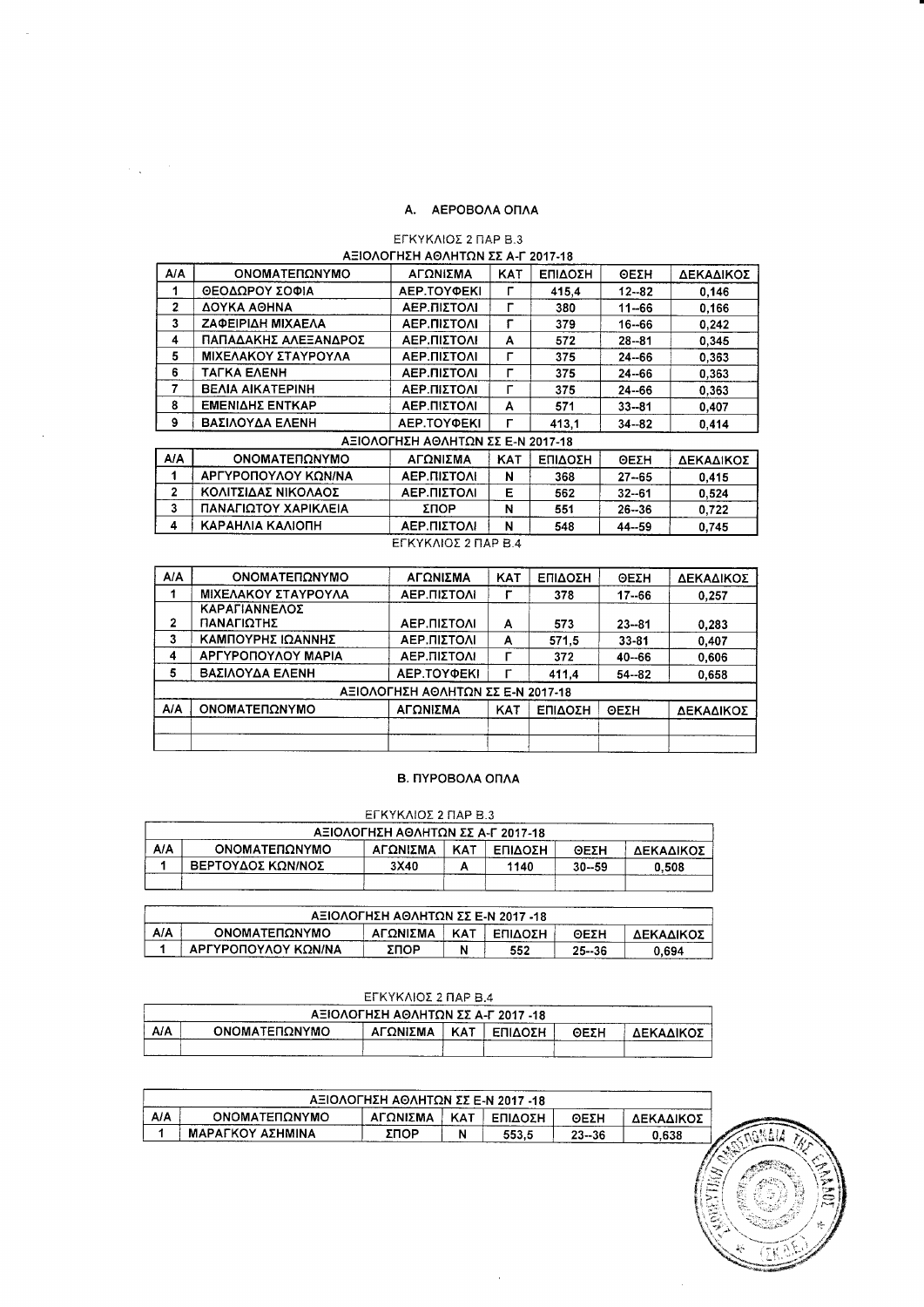## Α. ΑΕΡΟΒΟΛΑ ΟΠΛΑ

ΕΓΚΥΚΛΙΟΣ 2 ΠΑΡ Β.3

ΑΞΙΟΛΟΓΗΣΗ ΑΘΛΗΤΩΝ ΣΣ Α-Γ 2017-18

| Α/Α | ΟΝΟΜΑΤΕΠΩΝΥΜΟ | ΑΓΩΝΙΣΜΑ | ΚΑΤ | ΕΠΙΔΟΣΗ | ΘΕΣΗ | ΔΕΚΑΔΙΚΟΣ |
|---|---|---|---|---|---|---|
| 1 | ΘΕΟΔΩΡΟΥ ΣΟΦΙΑ | ΑΕΡ.ΤΟΥΦΕΚΙ | Γ | 415,4 | 12--82 | 0,146 |
| 2 | ΔΟΥΚΑ ΑΘΗΝΑ | ΑΕΡ.ΠΙΣΤΟΛΙ | Γ | 380 | 11--66 | 0,166 |
| 3 | ΖΑΦΕΙΡΙΔΗ ΜΙΧΑΕΛΑ | ΑΕΡ.ΠΙΣΤΟΛΙ | Γ | 379 | 16--66 | 0,242 |
| 4 | ΠΑΠΑΔΑΚΗΣ ΑΛΕΞΑΝΔΡΟΣ | ΑΕΡ.ΠΙΣΤΟΛΙ | Α | 572 | 28--81 | 0,345 |
| 5 | ΜΙΧΕΛΑΚΟΥ ΣΤΑΥΡΟΥΛΑ | ΑΕΡ.ΠΙΣΤΟΛΙ | Γ | 375 | 24--66 | 0,363 |
| 6 | ΤΑΓΚΑ ΕΛΕΝΗ | ΑΕΡ.ΠΙΣΤΟΛΙ | Γ | 375 | 24--66 | 0,363 |
| 7 | ΒΕΛΙΑ ΑΙΚΑΤΕΡΙΝΗ | ΑΕΡ.ΠΙΣΤΟΛΙ | Γ | 375 | 24--66 | 0,363 |
| 8 | ΕΜΕΝΙΔΗΣ ΕΝΤΚΑΡ | ΑΕΡ.ΠΙΣΤΟΛΙ | Α | 571 | 33--81 | 0,407 |
| 9 | ΒΑΣΙΛΟΥΔΑ ΕΛΕΝΗ | ΑΕΡ.ΤΟΥΦΕΚΙ | Γ | 413,1 | 34--82 | 0,414 |

ΑΞΙΟΛΟΓΗΣΗ ΑΘΛΗΤΩΝ ΣΣ Ε-Ν 2017-18

| Α/Α | ΟΝΟΜΑΤΕΠΩΝΥΜΟ | ΑΓΩΝΙΣΜΑ | ΚΑΤ | ΕΠΙΔΟΣΗ | ΘΕΣΗ | ΔΕΚΑΔΙΚΟΣ |
|---|---|---|---|---|---|---|
| 1 | ΑΡΓΥΡΟΠΟΥΛΟΥ ΚΩΝ/ΝΑ | ΑΕΡ.ΠΙΣΤΟΛΙ | Ν | 368 | 27--65 | 0,415 |
| 2 | ΚΟΛΙΤΣΙΔΑΣ ΝΙΚΟΛΑΟΣ | ΑΕΡ.ΠΙΣΤΟΛΙ | Ε | 562 | 32--61 | 0,524 |
| 3 | ΠΑΝΑΓΙΩΤΟΥ ΧΑΡΙΚΛΕΙΑ | ΣΠΟΡ | Ν | 551 | 26--36 | 0,722 |
| 4 | ΚΑΡΑΗΛΙΑ ΚΑΛΙΟΠΗ | ΑΕΡ.ΠΙΣΤΟΛΙ | Ν | 548 | 44--59 | 0,745 |

ΕΓΚΥΚΛΙΟΣ 2 ΠΑΡ Β.4

| Α/Α | ΟΝΟΜΑΤΕΠΩΝΥΜΟ | ΑΓΩΝΙΣΜΑ | ΚΑΤ | ΕΠΙΔΟΣΗ | ΘΕΣΗ | ΔΕΚΑΔΙΚΟΣ |
|---|---|---|---|---|---|---|
| 1 | ΜΙΧΕΛΑΚΟΥ ΣΤΑΥΡΟΥΛΑ | ΑΕΡ.ΠΙΣΤΟΛΙ | Γ | 378 | 17--66 | 0,257 |
| 2 | ΚΑΡΑΓΙΑΝΝΕΛΟΣ ΠΑΝΑΓΙΩΤΗΣ | ΑΕΡ.ΠΙΣΤΟΛΙ | Α | 573 | 23--81 | 0,283 |
| 3 | ΚΑΜΠΟΥΡΗΣ ΙΩΑΝΝΗΣ | ΑΕΡ.ΠΙΣΤΟΛΙ | Α | 571,5 | 33-81 | 0,407 |
| 4 | ΑΡΓΥΡΟΠΟΥΛΟΥ ΜΑΡΙΑ | ΑΕΡ.ΠΙΣΤΟΛΙ | Γ | 372 | 40--66 | 0,606 |
| 5 | ΒΑΣΙΛΟΥΔΑ ΕΛΕΝΗ | ΑΕΡ.ΤΟΥΦΕΚΙ | Γ | 411,4 | 54--82 | 0,658 |

ΑΞΙΟΛΟΓΗΣΗ ΑΘΛΗΤΩΝ ΣΣ Ε-Ν 2017-18

| Α/Α | ΟΝΟΜΑΤΕΠΩΝΥΜΟ | ΑΓΩΝΙΣΜΑ | ΚΑΤ | ΕΠΙΔΟΣΗ | ΘΕΣΗ | ΔΕΚΑΔΙΚΟΣ |
|---|---|---|---|---|---|---|
| | | | | | | |
| | | | | | | |

## Β. ΠΥΡΟΒΟΛΑ ΟΠΛΑ

ΕΓΚΥΚΛΙΟΣ 2 ΠΑΡ Β.3

ΑΞΙΟΛΟΓΗΣΗ ΑΘΛΗΤΩΝ ΣΣ Α-Γ 2017-18

| Α/Α | ΟΝΟΜΑΤΕΠΩΝΥΜΟ | ΑΓΩΝΙΣΜΑ | ΚΑΤ | ΕΠΙΔΟΣΗ | ΘΕΣΗ | ΔΕΚΑΔΙΚΟΣ |
|---|---|---|---|---|---|---|
| 1 | ΒΕΡΤΟΥΔΟΣ ΚΩΝ/ΝΟΣ | 3Χ40 | Α | 1140 | 30--59 | 0,508 |
| | | | | | | |

ΑΞΙΟΛΟΓΗΣΗ ΑΘΛΗΤΩΝ ΣΣ Ε-Ν 2017 -18

| Α/Α | ΟΝΟΜΑΤΕΠΩΝΥΜΟ | ΑΓΩΝΙΣΜΑ | ΚΑΤ | ΕΠΙΔΟΣΗ | ΘΕΣΗ | ΔΕΚΑΔΙΚΟΣ |
|---|---|---|---|---|---|---|
| 1 | ΑΡΓΥΡΟΠΟΥΛΟΥ ΚΩΝ/ΝΑ | ΣΠΟΡ | Ν | 552 | 25--36 | 0,694 |

ΕΓΚΥΚΛΙΟΣ 2 ΠΑΡ Β.4

ΑΞΙΟΛΟΓΗΣΗ ΑΘΛΗΤΩΝ ΣΣ Α-Γ 2017 -18

| Α/Α | ΟΝΟΜΑΤΕΠΩΝΥΜΟ | ΑΓΩΝΙΣΜΑ | ΚΑΤ | ΕΠΙΔΟΣΗ | ΘΕΣΗ | ΔΕΚΑΔΙΚΟΣ |
|---|---|---|---|---|---|---|
| | | | | | | |

ΑΞΙΟΛΟΓΗΣΗ ΑΘΛΗΤΩΝ ΣΣ Ε-Ν 2017 -18

| Α/Α | ΟΝΟΜΑΤΕΠΩΝΥΜΟ | ΑΓΩΝΙΣΜΑ | ΚΑΤ | ΕΠΙΔΟΣΗ | ΘΕΣΗ | ΔΕΚΑΔΙΚΟΣ |
|---|---|---|---|---|---|---|
| 1 | ΜΑΡΑΓΚΟΥ ΑΣΗΜΙΝΑ | ΣΠΟΡ | Ν | 553,5 | 23--36 | 0,638 |